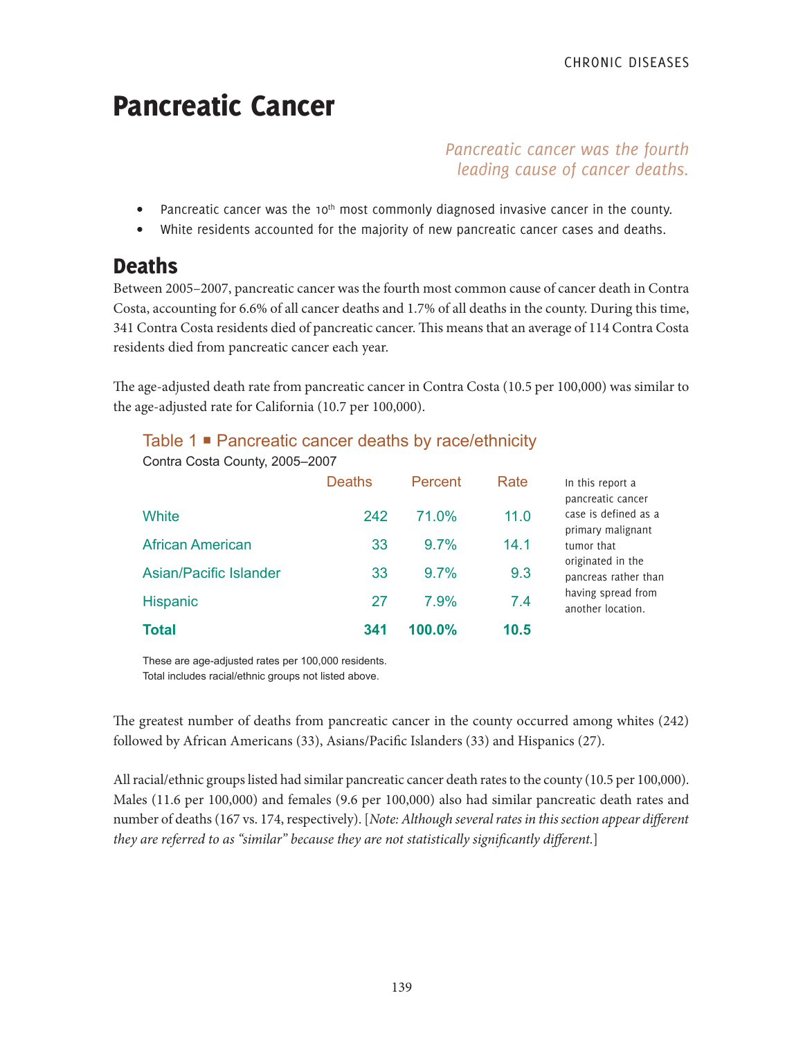# Pancreatic Cancer

*Pancreatic cancer was the fourth leading cause of cancer deaths.*

- Pancreatic cancer was the 10th most commonly diagnosed invasive cancer in the county.
- White residents accounted for the majority of new pancreatic cancer cases and deaths.

## Deaths

Between 2005–2007, pancreatic cancer was the fourth most common cause of cancer death in Contra Costa, accounting for 6.6% of all cancer deaths and 1.7% of all deaths in the county. During this time, 341 Contra Costa residents died of pancreatic cancer. This means that an average of 114 Contra Costa residents died from pancreatic cancer each year.

The age-adjusted death rate from pancreatic cancer in Contra Costa (10.5 per 100,000) was similar to the age-adjusted rate for California (10.7 per 100,000).

### Table 1 ■ Pancreatic cancer deaths by race/ethnicity

Contra Costa County, 2005–2007

| | Deaths | Percent | Rate |
|---|---|---|---|
| White | 242 | 71.0% | 11.0 |
| African American | 33 | 9.7% | 14.1 |
| Asian/Pacific Islander | 33 | 9.7% | 9.3 |
| Hispanic | 27 | 7.9% | 7.4 |
| **Total** | **341** | **100.0%** | **10.5** |

These are age-adjusted rates per 100,000 residents.
Total includes racial/ethnic groups not listed above.

In this report a pancreatic cancer case is defined as a primary malignant tumor that originated in the pancreas rather than having spread from another location.

The greatest number of deaths from pancreatic cancer in the county occurred among whites (242) followed by African Americans (33), Asians/Pacific Islanders (33) and Hispanics (27).

All racial/ethnic groups listed had similar pancreatic cancer death rates to the county (10.5 per 100,000). Males (11.6 per 100,000) and females (9.6 per 100,000) also had similar pancreatic death rates and number of deaths (167 vs. 174, respectively). [*Note: Although several rates in this section appear different they are referred to as "similar" because they are not statistically significantly different.*]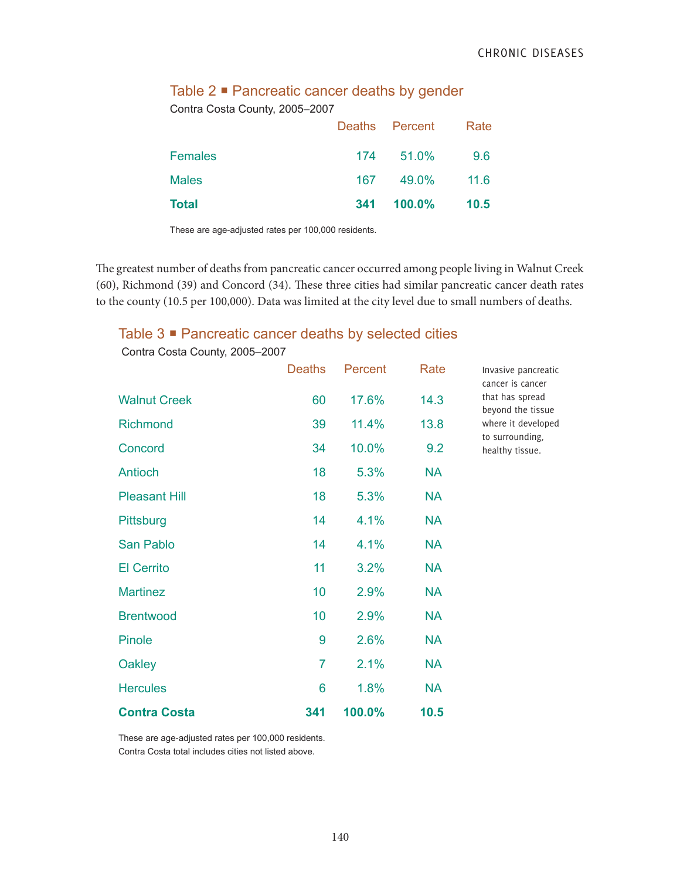### Table 2 ■ Pancreatic cancer deaths by gender

Contra Costa County, 2005–2007

| | Deaths | Percent | Rate |
|---|---|---|---|
| Females | 174 | 51.0% | 9.6 |
| Males | 167 | 49.0% | 11.6 |
| **Total** | **341** | **100.0%** | **10.5** |

These are age-adjusted rates per 100,000 residents.

The greatest number of deaths from pancreatic cancer occurred among people living in Walnut Creek (60), Richmond (39) and Concord (34). These three cities had similar pancreatic cancer death rates to the county (10.5 per 100,000). Data was limited at the city level due to small numbers of deaths.

### Table 3 ■ Pancreatic cancer deaths by selected cities

Contra Costa County, 2005–2007

| | Deaths | Percent | Rate |
|---|---|---|---|
| Walnut Creek | 60 | 17.6% | 14.3 |
| Richmond | 39 | 11.4% | 13.8 |
| Concord | 34 | 10.0% | 9.2 |
| Antioch | 18 | 5.3% | NA |
| Pleasant Hill | 18 | 5.3% | NA |
| Pittsburg | 14 | 4.1% | NA |
| San Pablo | 14 | 4.1% | NA |
| El Cerrito | 11 | 3.2% | NA |
| Martinez | 10 | 2.9% | NA |
| Brentwood | 10 | 2.9% | NA |
| Pinole | 9 | 2.6% | NA |
| Oakley | 7 | 2.1% | NA |
| Hercules | 6 | 1.8% | NA |
| **Contra Costa** | **341** | **100.0%** | **10.5** |

These are age-adjusted rates per 100,000 residents.
Contra Costa total includes cities not listed above.

Invasive pancreatic cancer is cancer that has spread beyond the tissue where it developed to surrounding, healthy tissue.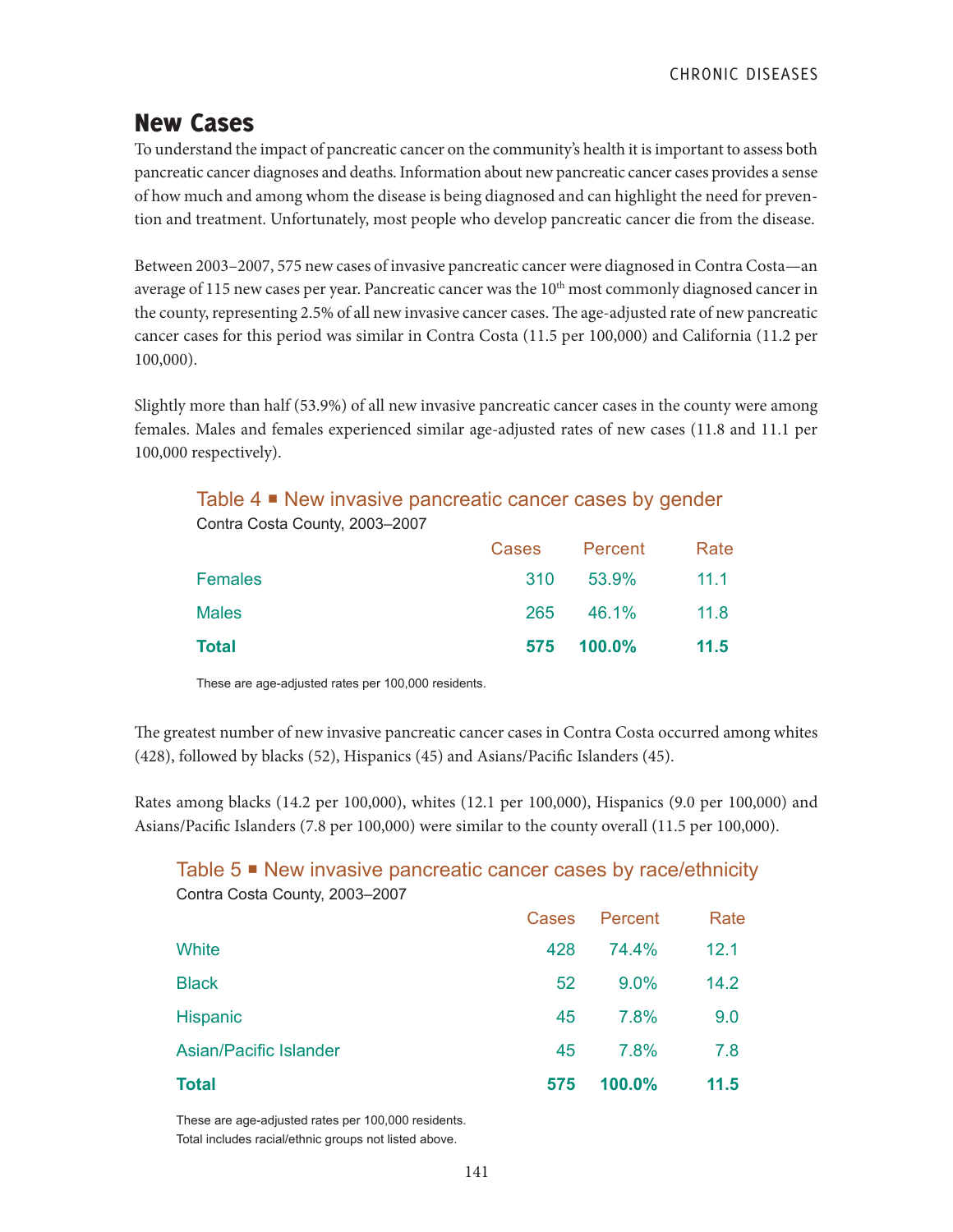## New Cases

To understand the impact of pancreatic cancer on the community's health it is important to assess both pancreatic cancer diagnoses and deaths. Information about new pancreatic cancer cases provides a sense of how much and among whom the disease is being diagnosed and can highlight the need for prevention and treatment. Unfortunately, most people who develop pancreatic cancer die from the disease.

Between 2003–2007, 575 new cases of invasive pancreatic cancer were diagnosed in Contra Costa—an average of 115 new cases per year. Pancreatic cancer was the 10th most commonly diagnosed cancer in the county, representing 2.5% of all new invasive cancer cases. The age-adjusted rate of new pancreatic cancer cases for this period was similar in Contra Costa (11.5 per 100,000) and California (11.2 per 100,000).

Slightly more than half (53.9%) of all new invasive pancreatic cancer cases in the county were among females. Males and females experienced similar age-adjusted rates of new cases (11.8 and 11.1 per 100,000 respectively).

### Table 4 ■ New invasive pancreatic cancer cases by gender

Contra Costa County, 2003–2007

| | Cases | Percent | Rate |
|---|---|---|---|
| Females | 310 | 53.9% | 11.1 |
| Males | 265 | 46.1% | 11.8 |
| **Total** | **575** | **100.0%** | **11.5** |

These are age-adjusted rates per 100,000 residents.

The greatest number of new invasive pancreatic cancer cases in Contra Costa occurred among whites (428), followed by blacks (52), Hispanics (45) and Asians/Pacific Islanders (45).

Rates among blacks (14.2 per 100,000), whites (12.1 per 100,000), Hispanics (9.0 per 100,000) and Asians/Pacific Islanders (7.8 per 100,000) were similar to the county overall (11.5 per 100,000).

### Table 5 ■ New invasive pancreatic cancer cases by race/ethnicity

Contra Costa County, 2003–2007

| | Cases | Percent | Rate |
|---|---|---|---|
| White | 428 | 74.4% | 12.1 |
| Black | 52 | 9.0% | 14.2 |
| Hispanic | 45 | 7.8% | 9.0 |
| Asian/Pacific Islander | 45 | 7.8% | 7.8 |
| **Total** | **575** | **100.0%** | **11.5** |

These are age-adjusted rates per 100,000 residents.
Total includes racial/ethnic groups not listed above.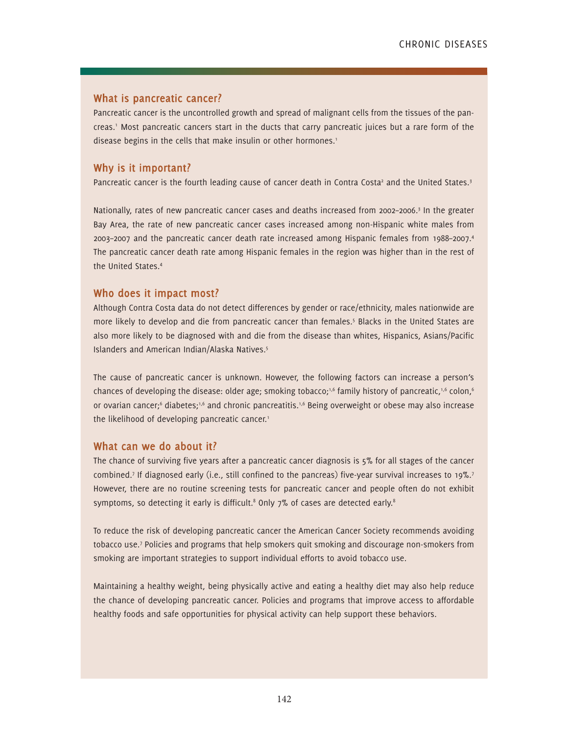## What is pancreatic cancer?

Pancreatic cancer is the uncontrolled growth and spread of malignant cells from the tissues of the pancreas.[1] Most pancreatic cancers start in the ducts that carry pancreatic juices but a rare form of the disease begins in the cells that make insulin or other hormones.[1]

## Why is it important?

Pancreatic cancer is the fourth leading cause of cancer death in Contra Costa[2] and the United States.[3]

Nationally, rates of new pancreatic cancer cases and deaths increased from 2002–2006.[3] In the greater Bay Area, the rate of new pancreatic cancer cases increased among non-Hispanic white males from 2003–2007 and the pancreatic cancer death rate increased among Hispanic females from 1988–2007.[4] The pancreatic cancer death rate among Hispanic females in the region was higher than in the rest of the United States.[4]

## Who does it impact most?

Although Contra Costa data do not detect differences by gender or race/ethnicity, males nationwide are more likely to develop and die from pancreatic cancer than females.[5] Blacks in the United States are also more likely to be diagnosed with and die from the disease than whites, Hispanics, Asians/Pacific Islanders and American Indian/Alaska Natives.[5]

The cause of pancreatic cancer is unknown. However, the following factors can increase a person's chances of developing the disease: older age; smoking tobacco;[1,6] family history of pancreatic,[1,6] colon,[6] or ovarian cancer;[6] diabetes;[1,6] and chronic pancreatitis.[1,6] Being overweight or obese may also increase the likelihood of developing pancreatic cancer.[1]

## What can we do about it?

The chance of surviving five years after a pancreatic cancer diagnosis is 5% for all stages of the cancer combined.[7] If diagnosed early (i.e., still confined to the pancreas) five-year survival increases to 19%.[7] However, there are no routine screening tests for pancreatic cancer and people often do not exhibit symptoms, so detecting it early is difficult.[8] Only 7% of cases are detected early.[8]

To reduce the risk of developing pancreatic cancer the American Cancer Society recommends avoiding tobacco use.[7] Policies and programs that help smokers quit smoking and discourage non-smokers from smoking are important strategies to support individual efforts to avoid tobacco use.

Maintaining a healthy weight, being physically active and eating a healthy diet may also help reduce the chance of developing pancreatic cancer. Policies and programs that improve access to affordable healthy foods and safe opportunities for physical activity can help support these behaviors.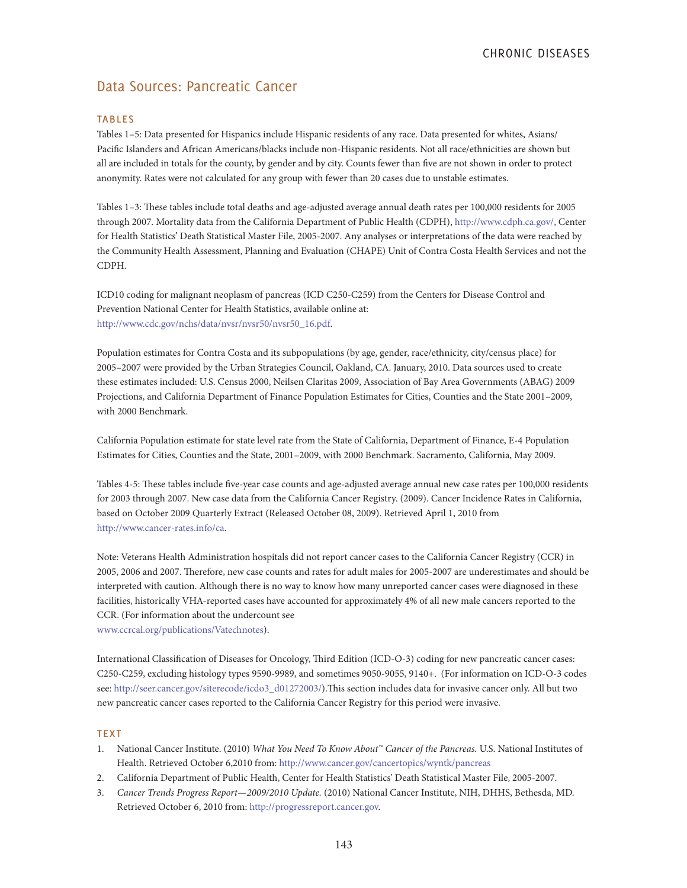## Data Sources: Pancreatic Cancer

### TABLES

Tables 1–5: Data presented for Hispanics include Hispanic residents of any race. Data presented for whites, Asians/Pacific Islanders and African Americans/blacks include non-Hispanic residents. Not all race/ethnicities are shown but all are included in totals for the county, by gender and by city. Counts fewer than five are not shown in order to protect anonymity. Rates were not calculated for any group with fewer than 20 cases due to unstable estimates.

Tables 1–3: These tables include total deaths and age-adjusted average annual death rates per 100,000 residents for 2005 through 2007. Mortality data from the California Department of Public Health (CDPH), http://www.cdph.ca.gov/, Center for Health Statistics' Death Statistical Master File, 2005-2007. Any analyses or interpretations of the data were reached by the Community Health Assessment, Planning and Evaluation (CHAPE) Unit of Contra Costa Health Services and not the CDPH.

ICD10 coding for malignant neoplasm of pancreas (ICD C250-C259) from the Centers for Disease Control and Prevention National Center for Health Statistics, available online at: http://www.cdc.gov/nchs/data/nvsr/nvsr50/nvsr50_16.pdf.

Population estimates for Contra Costa and its subpopulations (by age, gender, race/ethnicity, city/census place) for 2005–2007 were provided by the Urban Strategies Council, Oakland, CA. January, 2010. Data sources used to create these estimates included: U.S. Census 2000, Neilsen Claritas 2009, Association of Bay Area Governments (ABAG) 2009 Projections, and California Department of Finance Population Estimates for Cities, Counties and the State 2001–2009, with 2000 Benchmark.

California Population estimate for state level rate from the State of California, Department of Finance, E-4 Population Estimates for Cities, Counties and the State, 2001–2009, with 2000 Benchmark. Sacramento, California, May 2009.

Tables 4-5: These tables include five-year case counts and age-adjusted average annual new case rates per 100,000 residents for 2003 through 2007. New case data from the California Cancer Registry. (2009). Cancer Incidence Rates in California, based on October 2009 Quarterly Extract (Released October 08, 2009). Retrieved April 1, 2010 from http://www.cancer-rates.info/ca.

Note: Veterans Health Administration hospitals did not report cancer cases to the California Cancer Registry (CCR) in 2005, 2006 and 2007. Therefore, new case counts and rates for adult males for 2005-2007 are underestimates and should be interpreted with caution. Although there is no way to know how many unreported cancer cases were diagnosed in these facilities, historically VHA-reported cases have accounted for approximately 4% of all new male cancers reported to the CCR. (For information about the undercount see www.ccrcal.org/publications/Vatechnotes).

International Classification of Diseases for Oncology, Third Edition (ICD-O-3) coding for new pancreatic cancer cases: C250-C259, excluding histology types 9590-9989, and sometimes 9050-9055, 9140+. (For information on ICD-O-3 codes see: http://seer.cancer.gov/siterecode/icdo3_d01272003/).This section includes data for invasive cancer only. All but two new pancreatic cancer cases reported to the California Cancer Registry for this period were invasive.

### TEXT

1. National Cancer Institute. (2010) *What You Need To Know About™ Cancer of the Pancreas.* U.S. National Institutes of Health. Retrieved October 6,2010 from: http://www.cancer.gov/cancertopics/wyntk/pancreas
2. California Department of Public Health, Center for Health Statistics' Death Statistical Master File, 2005-2007.
3. *Cancer Trends Progress Report—2009/2010 Update.* (2010) National Cancer Institute, NIH, DHHS, Bethesda, MD. Retrieved October 6, 2010 from: http://progressreport.cancer.gov.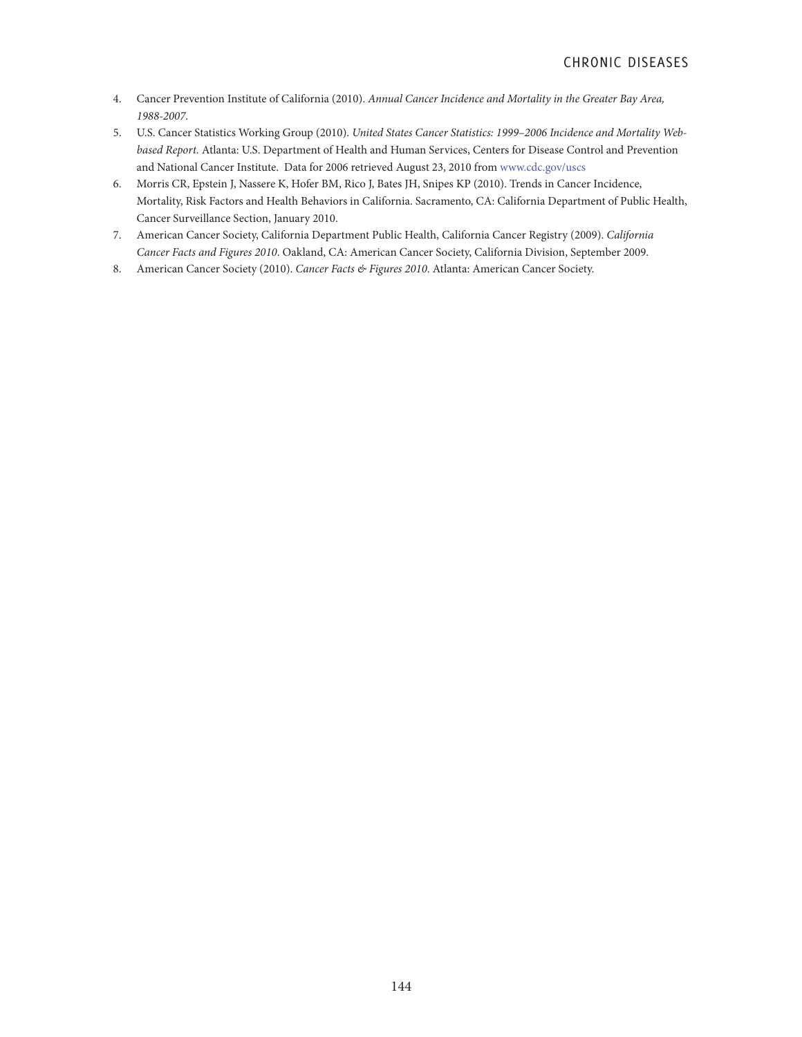4. Cancer Prevention Institute of California (2010). *Annual Cancer Incidence and Mortality in the Greater Bay Area, 1988-2007*.
5. U.S. Cancer Statistics Working Group (2010). *United States Cancer Statistics: 1999–2006 Incidence and Mortality Web-based Report.* Atlanta: U.S. Department of Health and Human Services, Centers for Disease Control and Prevention and National Cancer Institute. Data for 2006 retrieved August 23, 2010 from www.cdc.gov/uscs
6. Morris CR, Epstein J, Nassere K, Hofer BM, Rico J, Bates JH, Snipes KP (2010). Trends in Cancer Incidence, Mortality, Risk Factors and Health Behaviors in California. Sacramento, CA: California Department of Public Health, Cancer Surveillance Section, January 2010.
7. American Cancer Society, California Department Public Health, California Cancer Registry (2009). *California Cancer Facts and Figures 2010*. Oakland, CA: American Cancer Society, California Division, September 2009.
8. American Cancer Society (2010). *Cancer Facts & Figures 2010*. Atlanta: American Cancer Society.